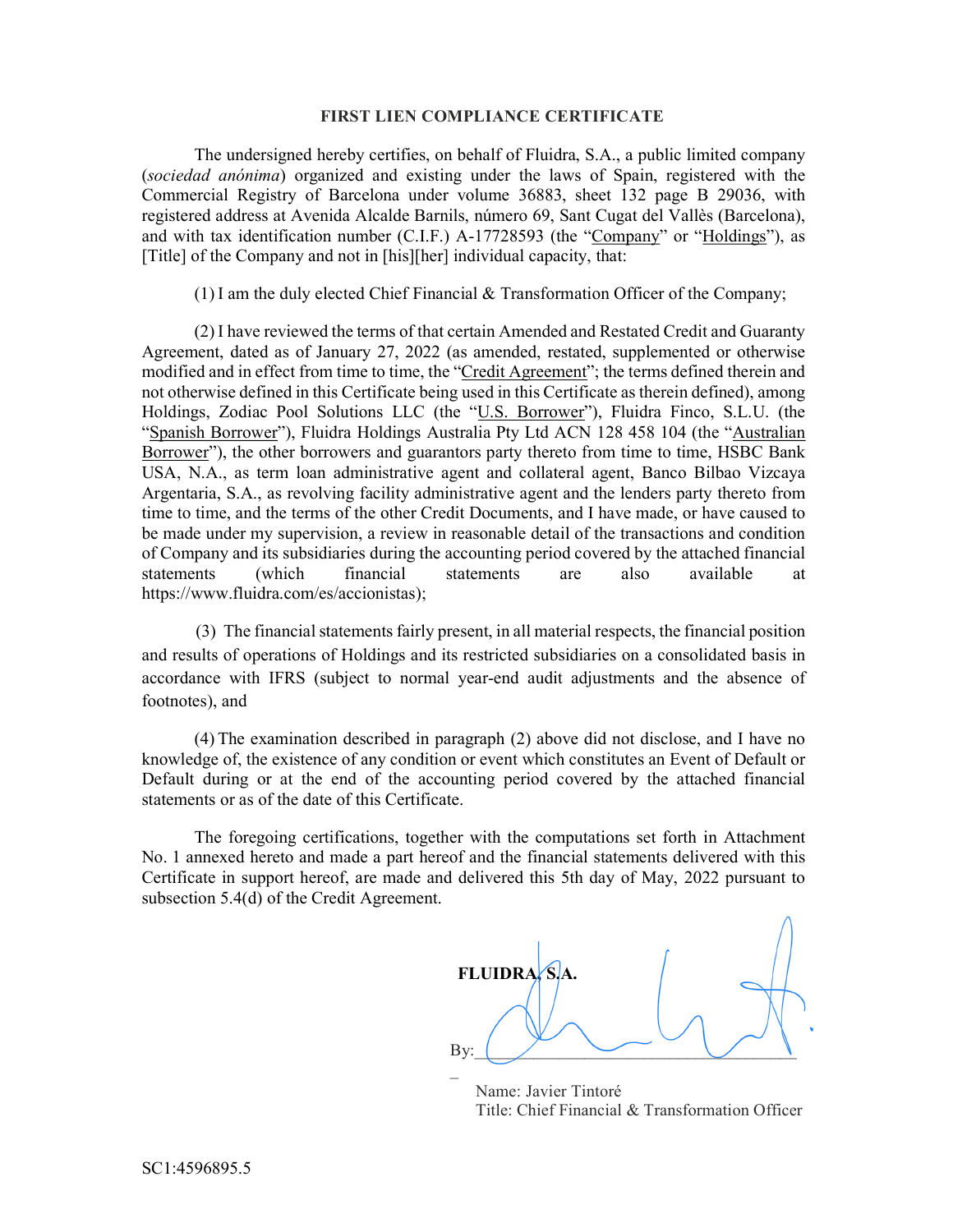**FIRST LIEN COMPLIANCE CERTIFICATE**

The undersigned hereby certifies, on behalf of Fluidra, S.A., a public limited company (*sociedad anónima*) organized and existing under the laws of Spain, registered with the Commercial Registry of Barcelona under volume 36883, sheet 132 page B 29036, with registered address at Avenida Alcalde Barnils, número 69, Sant Cugat del Vallès (Barcelona), and with tax identification number (C.I.F.) A-17728593 (the "Company" or "Holdings"), as [Title] of the Company and not in [his][her] individual capacity, that:

(1) I am the duly elected Chief Financial & Transformation Officer of the Company;

(2) I have reviewed the terms of that certain Amended and Restated Credit and Guaranty Agreement, dated as of January 27, 2022 (as amended, restated, supplemented or otherwise modified and in effect from time to time, the "Credit Agreement"; the terms defined therein and not otherwise defined in this Certificate being used in this Certificate as therein defined), among Holdings, Zodiac Pool Solutions LLC (the "U.S. Borrower"), Fluidra Finco, S.L.U. (the "Spanish Borrower"), Fluidra Holdings Australia Pty Ltd ACN 128 458 104 (the "Australian Borrower"), the other borrowers and guarantors party thereto from time to time, HSBC Bank USA, N.A., as term loan administrative agent and collateral agent, Banco Bilbao Vizcaya Argentaria, S.A., as revolving facility administrative agent and the lenders party thereto from time to time, and the terms of the other Credit Documents, and I have made, or have caused to be made under my supervision, a review in reasonable detail of the transactions and condition of Company and its subsidiaries during the accounting period covered by the attached financial statements (which financial statements are also available at https://www.fluidra.com/es/accionistas);

(3) The financial statements fairly present, in all material respects, the financial position and results of operations of Holdings and its restricted subsidiaries on a consolidated basis in accordance with IFRS (subject to normal year-end audit adjustments and the absence of footnotes), and

(4) The examination described in paragraph (2) above did not disclose, and I have no knowledge of, the existence of any condition or event which constitutes an Event of Default or Default during or at the end of the accounting period covered by the attached financial statements or as of the date of this Certificate.

The foregoing certifications, together with the computations set forth in Attachment No. 1 annexed hereto and made a part hereof and the financial statements delivered with this Certificate in support hereof, are made and delivered this 5th day of May, 2022 pursuant to subsection 5.4(d) of the Credit Agreement.

**FLUIDRA, S.A.**

By:\_\_\_\_\_\_\_\_\_\_\_\_\_\_\_\_\_\_\_\_\_\_\_\_\_\_\_\_\_\_\_\_\_\_\_\_

Name: Javier Tintoré
Title: Chief Financial & Transformation Officer

SC1:4596895.5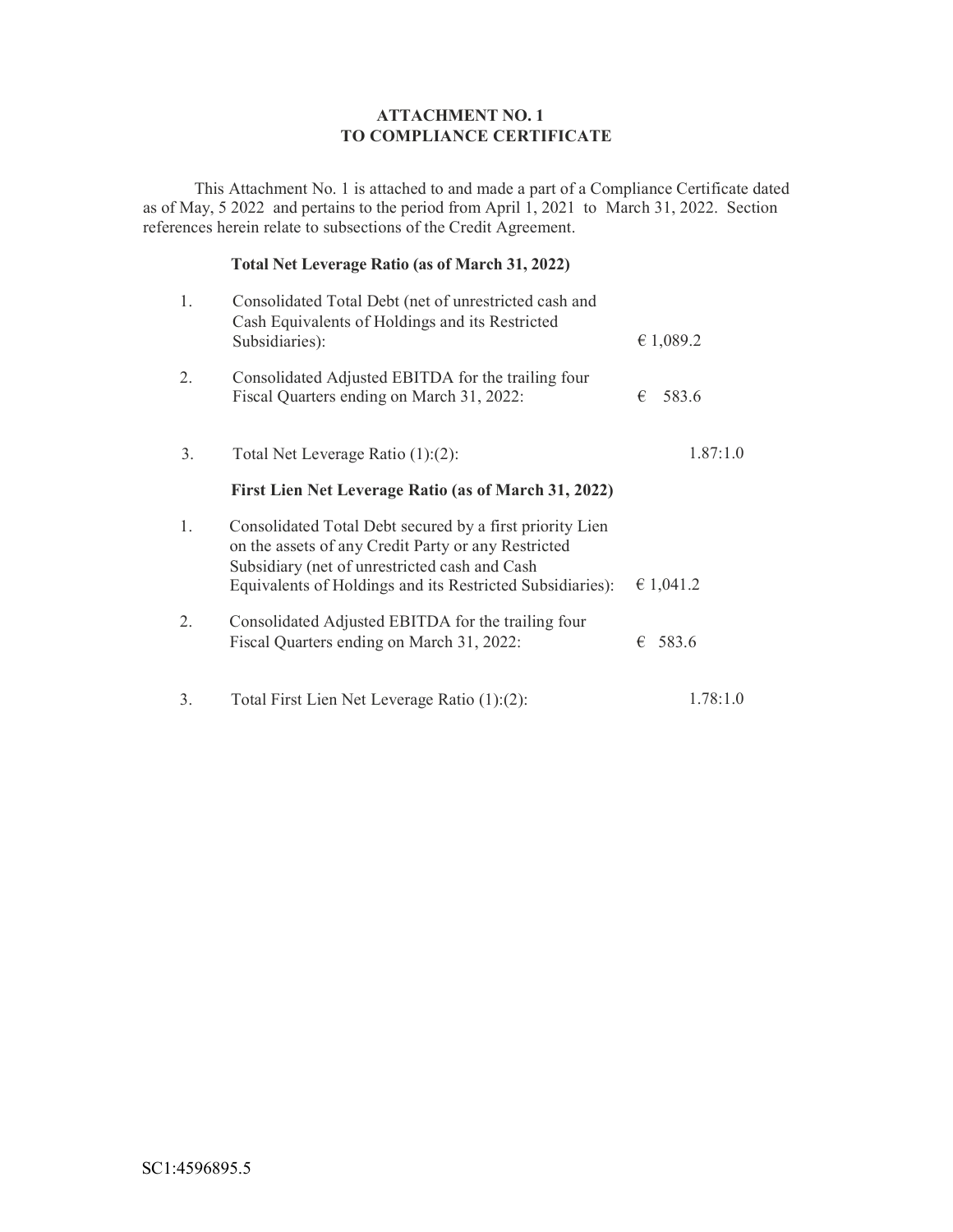**ATTACHMENT NO. 1**
**TO COMPLIANCE CERTIFICATE**

This Attachment No. 1 is attached to and made a part of a Compliance Certificate dated as of May, 5 2022 and pertains to the period from April 1, 2021 to March 31, 2022. Section references herein relate to subsections of the Credit Agreement.

**Total Net Leverage Ratio (as of March 31, 2022)**

| | | |
|---|---|---|
| 1. | Consolidated Total Debt (net of unrestricted cash and Cash Equivalents of Holdings and its Restricted Subsidiaries): | € 1,089.2 |
| 2. | Consolidated Adjusted EBITDA for the trailing four Fiscal Quarters ending on March 31, 2022: | € 583.6 |
| 3. | Total Net Leverage Ratio (1):(2): | 1.87:1.0 |

**First Lien Net Leverage Ratio (as of March 31, 2022)**

| | | |
|---|---|---|
| 1. | Consolidated Total Debt secured by a first priority Lien on the assets of any Credit Party or any Restricted Subsidiary (net of unrestricted cash and Cash Equivalents of Holdings and its Restricted Subsidiaries): | € 1,041.2 |
| 2. | Consolidated Adjusted EBITDA for the trailing four Fiscal Quarters ending on March 31, 2022: | € 583.6 |
| 3. | Total First Lien Net Leverage Ratio (1):(2): | 1.78:1.0 |

SC1:4596895.5